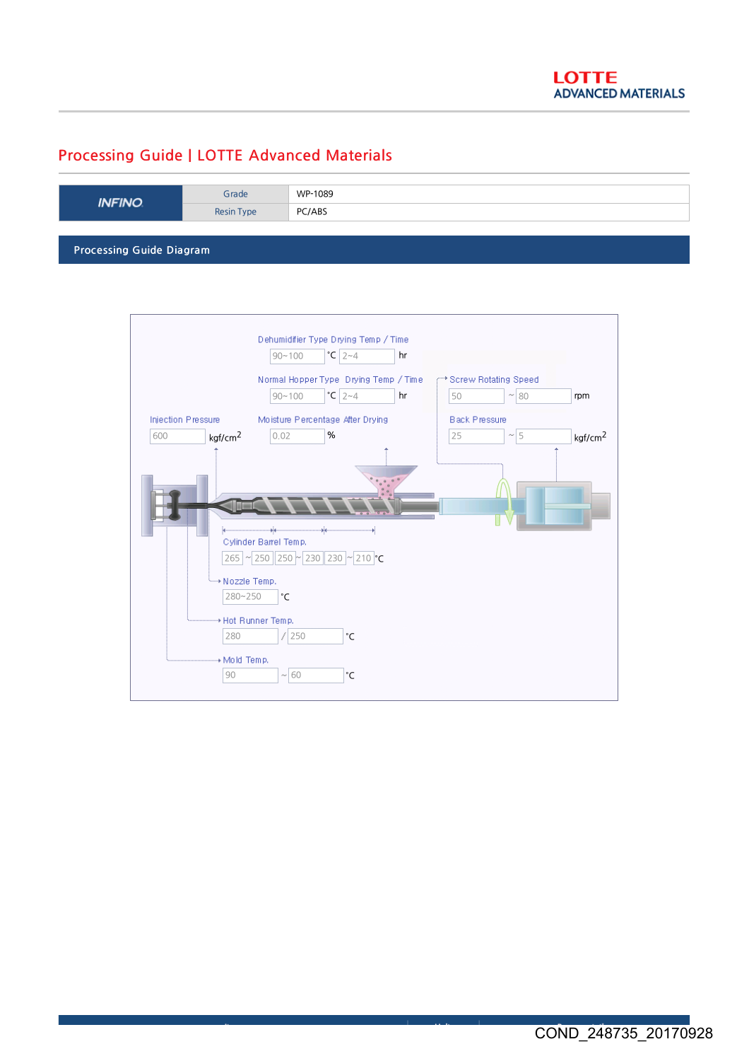# Processing Guide | LOTTE Advanced Materials

| INFINO | Grade | WP-1089 |
|---|---|---|
| | Resin Type | PC/ABS |

## Processing Guide Diagram

Dehumidifier Type Drying Temp / Time
90~100 ℃ 2~4 hr

Normal Hopper Type Drying Temp / Time
90~100 ℃ 2~4 hr

Screw Rotating Speed
50 ~ 80 rpm

Injection Pressure
600 kgf/cm$^2$

Moisture Percentage After Drying
0.02 %

Back Pressure
25 ~ 5 kgf/cm$^2$

Cylinder Barrel Temp.
265 ~ 250 250 ~ 230 230 ~ 210 ℃

Nozzle Temp.
280~250 ℃

Hot Runner Temp.
280 / 250 ℃

Mold Temp.
90 ~ 60 ℃

COND_248735_20170928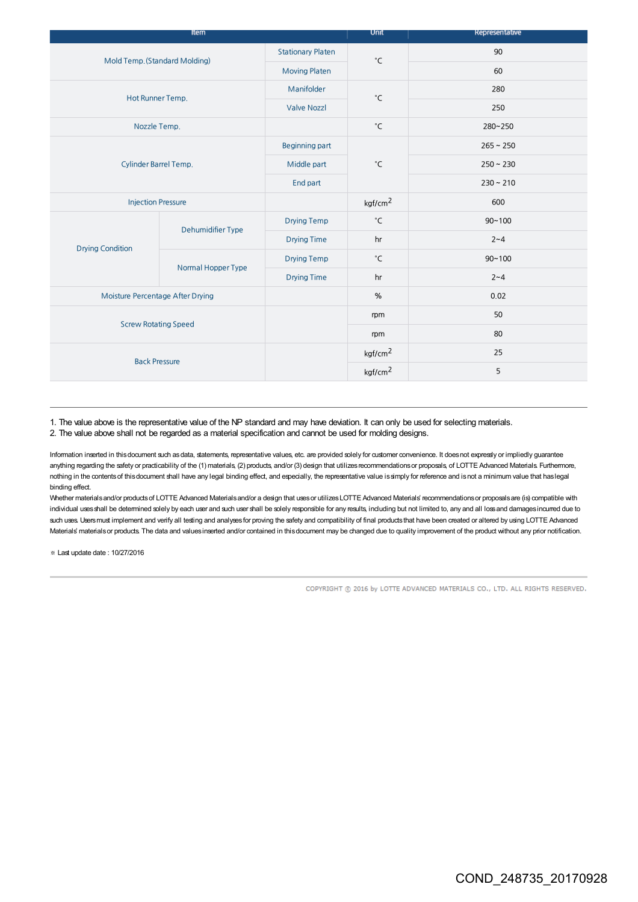| Item | | | Unit | Representative |
|---|---|---|---|---|
| Mold Temp.(Standard Molding) | | Stationary Platen | °C | 90 |
| | | Moving Platen | | 60 |
| Hot Runner Temp. | | Manifolder | °C | 280 |
| | | Valve Nozzl | | 250 |
| Nozzle Temp. | | | °C | 280~250 |
| Cylinder Barrel Temp. | | Beginning part | °C | 265 ~ 250 |
| | | Middle part | | 250 ~ 230 |
| | | End part | | 230 ~ 210 |
| Injection Pressure | | | $kgf/cm^2$ | 600 |
| Drying Condition | Dehumidifier Type | Drying Temp | °C | 90~100 |
| | | Drying Time | hr | 2~4 |
| | Normal Hopper Type | Drying Temp | °C | 90~100 |
| | | Drying Time | hr | 2~4 |
| Moisture Percentage After Drying | | | % | 0.02 |
| Screw Rotating Speed | | | rpm | 50 |
| | | | rpm | 80 |
| Back Pressure | | | $kgf/cm^2$ | 25 |
| | | | $kgf/cm^2$ | 5 |

1. The value above is the representative value of the NP standard and may have deviation. It can only be used for selecting materials.
2. The value above shall not be regarded as a material specification and cannot be used for molding designs.

Information inserted in this document such as data, statements, representative values, etc. are provided solely for customer convenience. It does not expressly or impliedly guarantee anything regarding the safety or practicability of the (1) materials, (2) products, and/or (3) design that utilizes recommendations or proposals, of LOTTE Advanced Materials. Furthermore, nothing in the contents of this document shall have any legal binding effect, and especially, the representative value is simply for reference and is not a minimum value that has legal binding effect.
Whether materials and/or products of LOTTE Advanced Materials and/or a design that uses or utilizes LOTTE Advanced Materials' recommendations or proposals are (is) compatible with individual uses shall be determined solely by each user and such user shall be solely responsible for any results, including but not limited to, any and all loss and damages incurred due to such uses. Users must implement and verify all testing and analyses for proving the safety and compatibility of final products that have been created or altered by using LOTTE Advanced Materials' materials or products. The data and values inserted and/or contained in this document may be changed due to quality improvement of the product without any prior notification.

※ Last update date : 10/27/2016

COPYRIGHT © 2016 by LOTTE ADVANCED MATERIALS CO., LTD. ALL RIGHTS RESERVED.

COND_248735_20170928